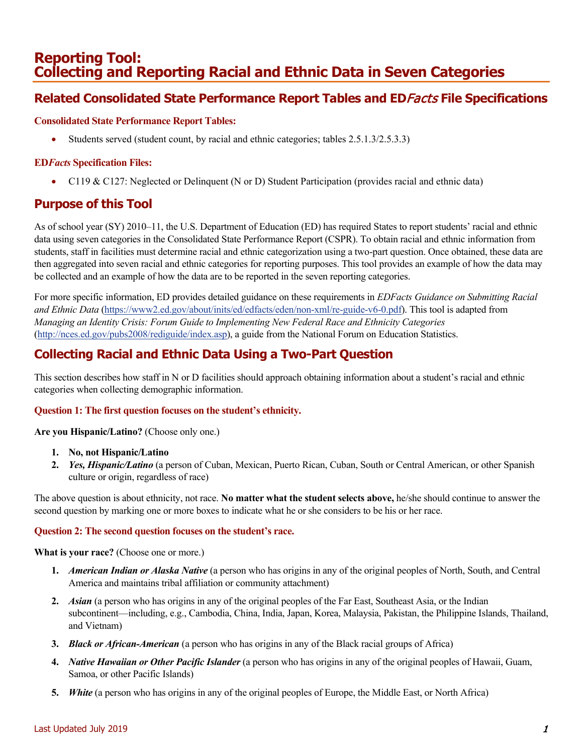# Reporting Tool: Collecting and Reporting Racial and Ethnic Data in Seven Categories

## Related Consolidated State Performance Report Tables and ED*Facts* File Specifications

### Consolidated State Performance Report Tables:

- Students served (student count, by racial and ethnic categories; tables 2.5.1.3/2.5.3.3)

### ED*Facts* Specification Files:

- C119 & C127: Neglected or Delinquent (N or D) Student Participation (provides racial and ethnic data)

## Purpose of this Tool

As of school year (SY) 2010–11, the U.S. Department of Education (ED) has required States to report students' racial and ethnic data using seven categories in the Consolidated State Performance Report (CSPR). To obtain racial and ethnic information from students, staff in facilities must determine racial and ethnic categorization using a two-part question. Once obtained, these data are then aggregated into seven racial and ethnic categories for reporting purposes. This tool provides an example of how the data may be collected and an example of how the data are to be reported in the seven reporting categories.

For more specific information, ED provides detailed guidance on these requirements in *EDFacts Guidance on Submitting Racial and Ethnic Data* (https://www2.ed.gov/about/inits/ed/edfacts/eden/non-xml/re-guide-v6-0.pdf). This tool is adapted from *Managing an Identity Crisis: Forum Guide to Implementing New Federal Race and Ethnicity Categories* (http://nces.ed.gov/pubs2008/rediguide/index.asp), a guide from the National Forum on Education Statistics.

## Collecting Racial and Ethnic Data Using a Two-Part Question

This section describes how staff in N or D facilities should approach obtaining information about a student's racial and ethnic categories when collecting demographic information.

### Question 1: The first question focuses on the student's ethnicity.

**Are you Hispanic/Latino?** (Choose only one.)

1. **No, not Hispanic/Latino**
2. ***Yes, Hispanic/Latino*** (a person of Cuban, Mexican, Puerto Rican, Cuban, South or Central American, or other Spanish culture or origin, regardless of race)

The above question is about ethnicity, not race. **No matter what the student selects above,** he/she should continue to answer the second question by marking one or more boxes to indicate what he or she considers to be his or her race.

### Question 2: The second question focuses on the student's race.

**What is your race?** (Choose one or more.)

1. ***American Indian or Alaska Native*** (a person who has origins in any of the original peoples of North, South, and Central America and maintains tribal affiliation or community attachment)
2. ***Asian*** (a person who has origins in any of the original peoples of the Far East, Southeast Asia, or the Indian subcontinent—including, e.g., Cambodia, China, India, Japan, Korea, Malaysia, Pakistan, the Philippine Islands, Thailand, and Vietnam)
3. ***Black or African-American*** (a person who has origins in any of the Black racial groups of Africa)
4. ***Native Hawaiian or Other Pacific Islander*** (a person who has origins in any of the original peoples of Hawaii, Guam, Samoa, or other Pacific Islands)
5. ***White*** (a person who has origins in any of the original peoples of Europe, the Middle East, or North Africa)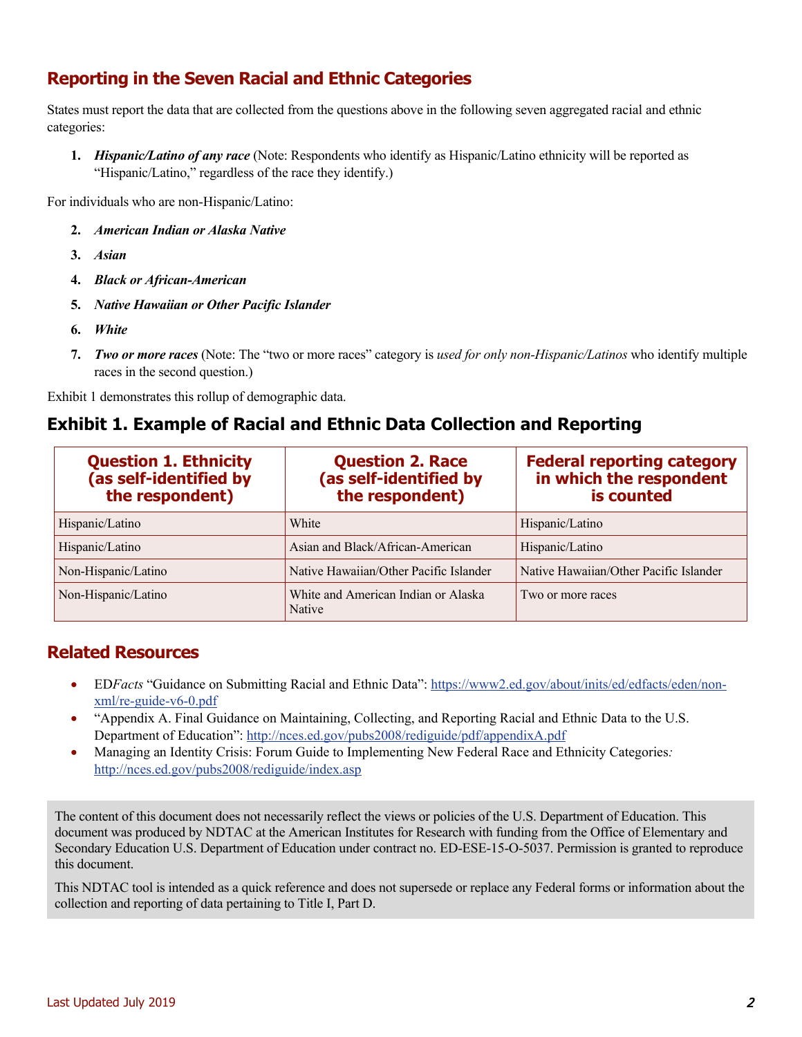## Reporting in the Seven Racial and Ethnic Categories

States must report the data that are collected from the questions above in the following seven aggregated racial and ethnic categories:

1. ***Hispanic/Latino of any race*** (Note: Respondents who identify as Hispanic/Latino ethnicity will be reported as "Hispanic/Latino," regardless of the race they identify.)

For individuals who are non-Hispanic/Latino:

2. ***American Indian or Alaska Native***
3. ***Asian***
4. ***Black or African-American***
5. ***Native Hawaiian or Other Pacific Islander***
6. ***White***
7. ***Two or more races*** (Note: The "two or more races" category is *used for only non-Hispanic/Latinos* who identify multiple races in the second question.)

Exhibit 1 demonstrates this rollup of demographic data.

### Exhibit 1. Example of Racial and Ethnic Data Collection and Reporting

| Question 1. Ethnicity (as self-identified by the respondent) | Question 2. Race (as self-identified by the respondent) | Federal reporting category in which the respondent is counted |
|---|---|---|
| Hispanic/Latino | White | Hispanic/Latino |
| Hispanic/Latino | Asian and Black/African-American | Hispanic/Latino |
| Non-Hispanic/Latino | Native Hawaiian/Other Pacific Islander | Native Hawaiian/Other Pacific Islander |
| Non-Hispanic/Latino | White and American Indian or Alaska Native | Two or more races |

## Related Resources

- ED*Facts* "Guidance on Submitting Racial and Ethnic Data": https://www2.ed.gov/about/inits/ed/edfacts/eden/non-xml/re-guide-v6-0.pdf
- "Appendix A. Final Guidance on Maintaining, Collecting, and Reporting Racial and Ethnic Data to the U.S. Department of Education": http://nces.ed.gov/pubs2008/rediguide/pdf/appendixA.pdf
- Managing an Identity Crisis: Forum Guide to Implementing New Federal Race and Ethnicity Categories*:* http://nces.ed.gov/pubs2008/rediguide/index.asp

The content of this document does not necessarily reflect the views or policies of the U.S. Department of Education. This document was produced by NDTAC at the American Institutes for Research with funding from the Office of Elementary and Secondary Education U.S. Department of Education under contract no. ED-ESE-15-O-5037. Permission is granted to reproduce this document.

This NDTAC tool is intended as a quick reference and does not supersede or replace any Federal forms or information about the collection and reporting of data pertaining to Title I, Part D.

Last Updated July 2019